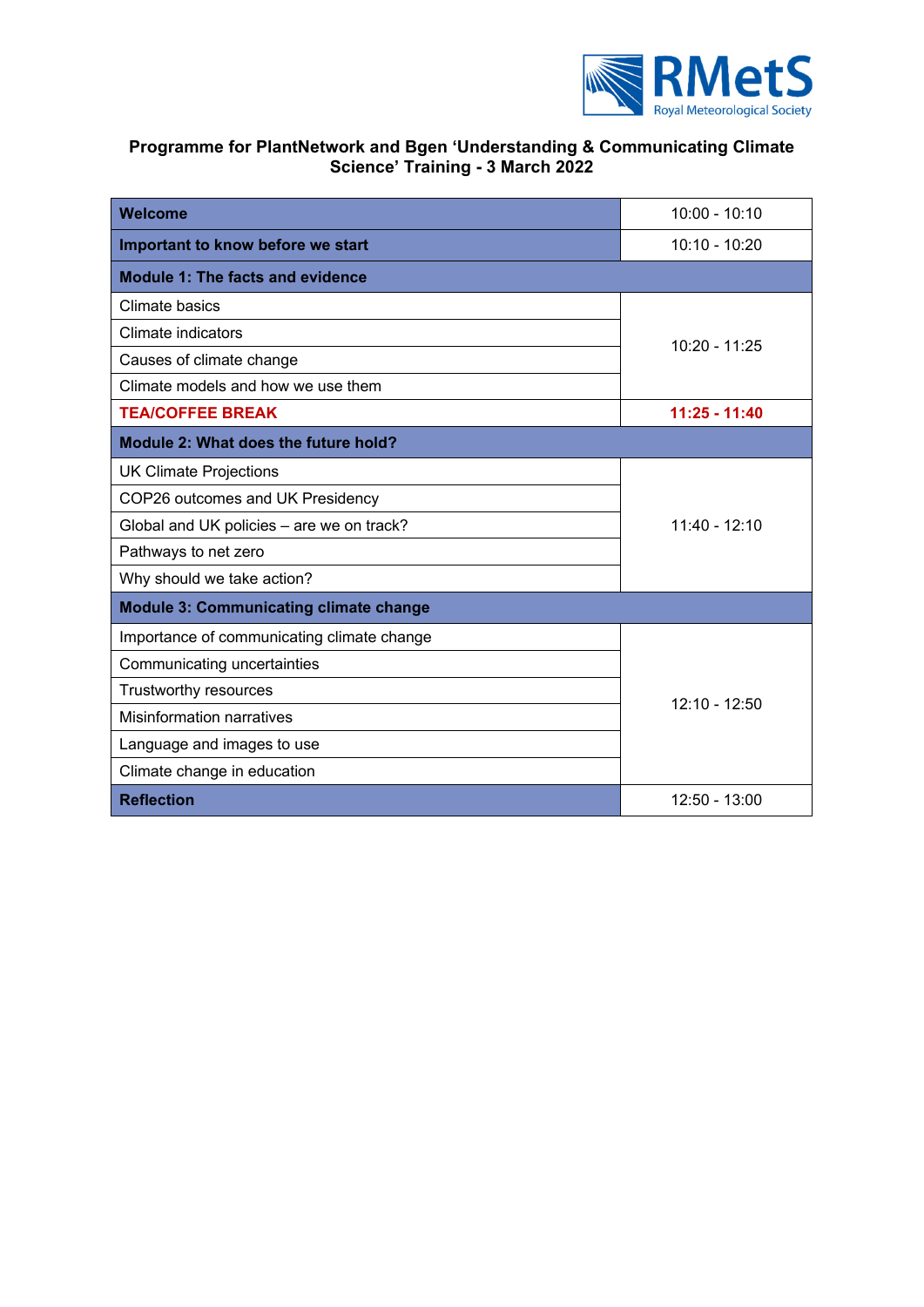RMetS Royal Meteorological Society

# Programme for PlantNetwork and Bgen 'Understanding & Communicating Climate Science' Training - 3 March 2022

| | |
|---|---|
| **Welcome** | 10:00 - 10:10 |
| **Important to know before we start** | 10:10 - 10:20 |
| **Module 1: The facts and evidence** | |
| Climate basics | 10:20 - 11:25 |
| Climate indicators | |
| Causes of climate change | |
| Climate models and how we use them | |
| **TEA/COFFEE BREAK** | **11:25 - 11:40** |
| **Module 2: What does the future hold?** | |
| UK Climate Projections | 11:40 - 12:10 |
| COP26 outcomes and UK Presidency | |
| Global and UK policies – are we on track? | |
| Pathways to net zero | |
| Why should we take action? | |
| **Module 3: Communicating climate change** | |
| Importance of communicating climate change | 12:10 - 12:50 |
| Communicating uncertainties | |
| Trustworthy resources | |
| Misinformation narratives | |
| Language and images to use | |
| Climate change in education | |
| **Reflection** | 12:50 - 13:00 |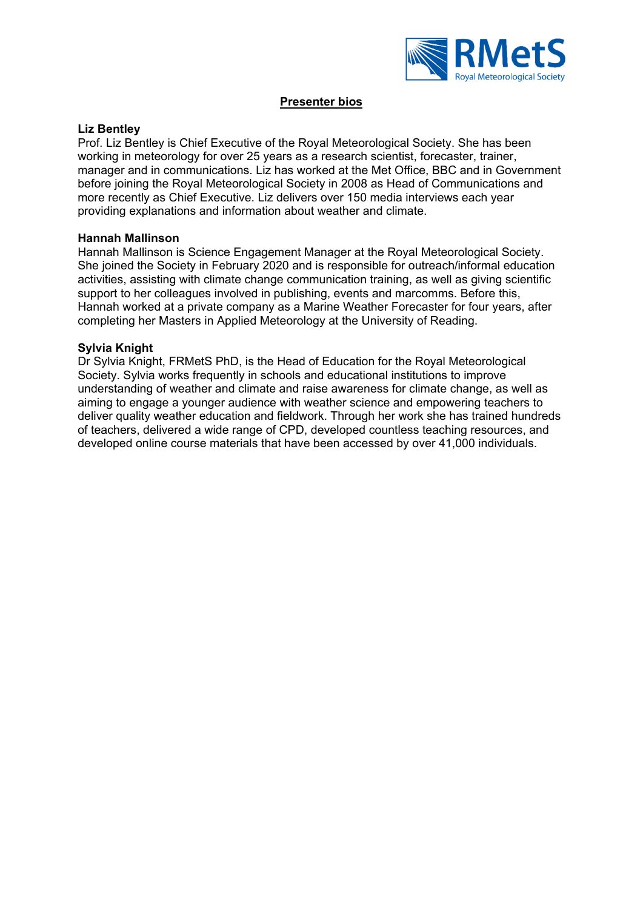# Presenter bios

**Liz Bentley**
Prof. Liz Bentley is Chief Executive of the Royal Meteorological Society. She has been working in meteorology for over 25 years as a research scientist, forecaster, trainer, manager and in communications. Liz has worked at the Met Office, BBC and in Government before joining the Royal Meteorological Society in 2008 as Head of Communications and more recently as Chief Executive. Liz delivers over 150 media interviews each year providing explanations and information about weather and climate.

**Hannah Mallinson**
Hannah Mallinson is Science Engagement Manager at the Royal Meteorological Society. She joined the Society in February 2020 and is responsible for outreach/informal education activities, assisting with climate change communication training, as well as giving scientific support to her colleagues involved in publishing, events and marcomms. Before this, Hannah worked at a private company as a Marine Weather Forecaster for four years, after completing her Masters in Applied Meteorology at the University of Reading.

**Sylvia Knight**
Dr Sylvia Knight, FRMetS PhD, is the Head of Education for the Royal Meteorological Society. Sylvia works frequently in schools and educational institutions to improve understanding of weather and climate and raise awareness for climate change, as well as aiming to engage a younger audience with weather science and empowering teachers to deliver quality weather education and fieldwork. Through her work she has trained hundreds of teachers, delivered a wide range of CPD, developed countless teaching resources, and developed online course materials that have been accessed by over 41,000 individuals.